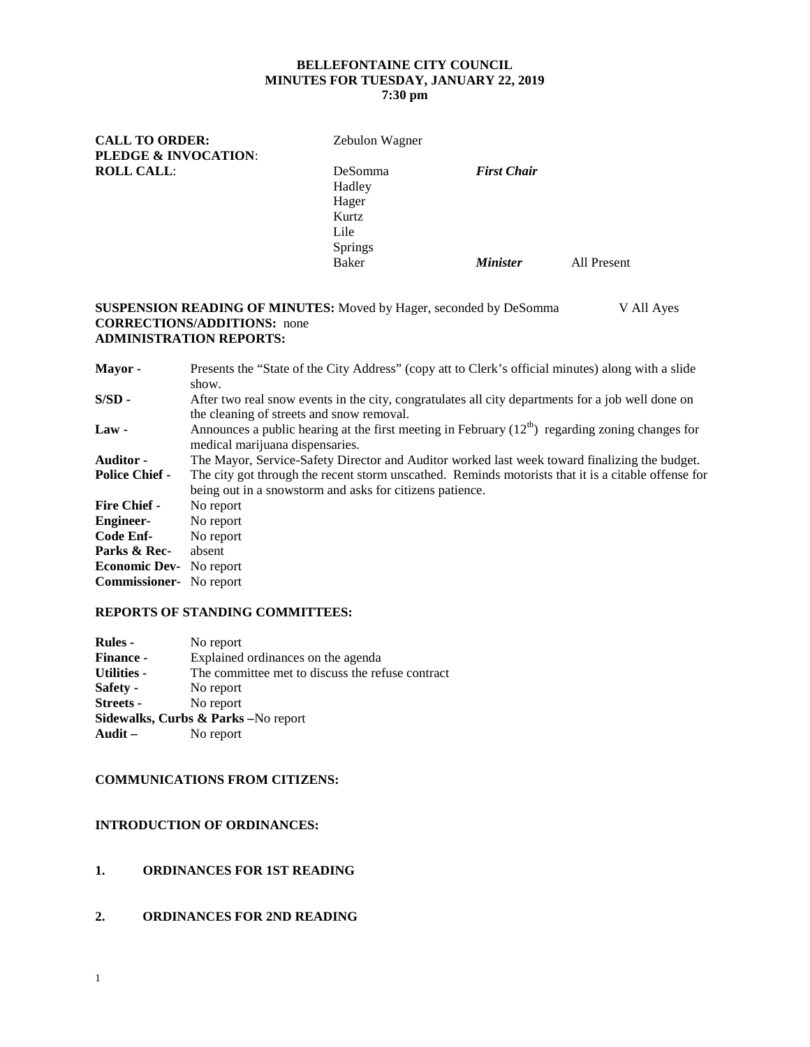**BELLEFONTAINE CITY COUNCIL**
**MINUTES FOR TUESDAY, JANUARY 22, 2019**
**7:30 pm**

**CALL TO ORDER:** Zebulon Wagner
**PLEDGE & INVOCATION**:
**ROLL CALL**:

| | | |
|---|---|---|
| DeSomma | ***First Chair*** | |
| Hadley | | |
| Hager | | |
| Kurtz | | |
| Lile | | |
| Springs | | |
| Baker | ***Minister*** | All Present |

**SUSPENSION READING OF MINUTES:** Moved by Hager, seconded by DeSomma V All Ayes
**CORRECTIONS/ADDITIONS:** none
**ADMINISTRATION REPORTS:**

**Mayor -** Presents the "State of the City Address" (copy att to Clerk's official minutes) along with a slide show.
**S/SD -** After two real snow events in the city, congratulates all city departments for a job well done on the cleaning of streets and snow removal.
**Law -** Announces a public hearing at the first meeting in February (12th) regarding zoning changes for medical marijuana dispensaries.
**Auditor -** The Mayor, Service-Safety Director and Auditor worked last week toward finalizing the budget.
**Police Chief -** The city got through the recent storm unscathed. Reminds motorists that it is a citable offense for being out in a snowstorm and asks for citizens patience.
**Fire Chief -** No report
**Engineer-** No report
**Code Enf-** No report
**Parks & Rec-** absent
**Economic Dev-** No report
**Commissioner-** No report

**REPORTS OF STANDING COMMITTEES:**

**Rules -** No report
**Finance -** Explained ordinances on the agenda
**Utilities -** The committee met to discuss the refuse contract
**Safety -** No report
**Streets -** No report
**Sidewalks, Curbs & Parks –**No report
**Audit –** No report

**COMMUNICATIONS FROM CITIZENS:**

**INTRODUCTION OF ORDINANCES:**

**1. ORDINANCES FOR 1ST READING**

**2. ORDINANCES FOR 2ND READING**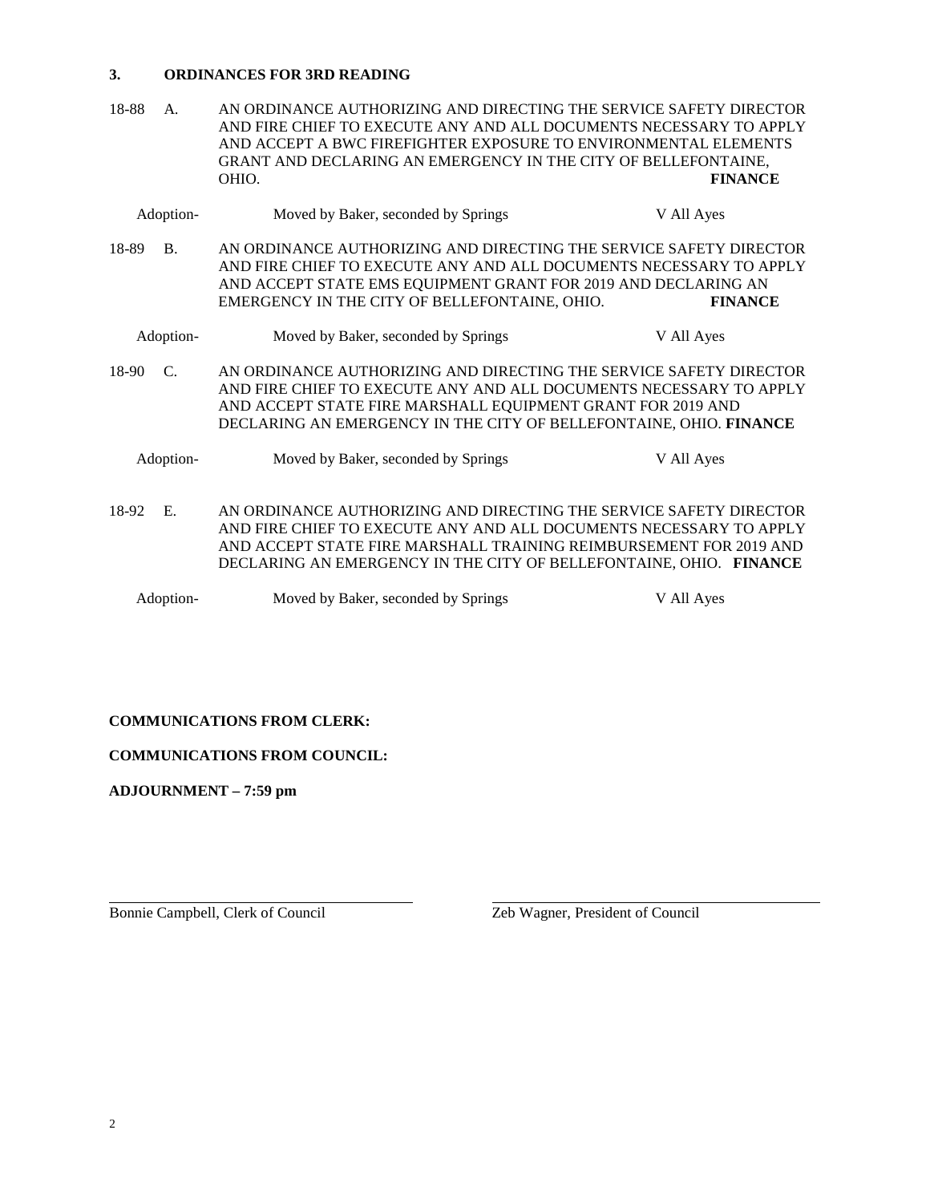**3. ORDINANCES FOR 3RD READING**

18-88 A. AN ORDINANCE AUTHORIZING AND DIRECTING THE SERVICE SAFETY DIRECTOR AND FIRE CHIEF TO EXECUTE ANY AND ALL DOCUMENTS NECESSARY TO APPLY AND ACCEPT A BWC FIREFIGHTER EXPOSURE TO ENVIRONMENTAL ELEMENTS GRANT AND DECLARING AN EMERGENCY IN THE CITY OF BELLEFONTAINE, OHIO. **FINANCE**

Adoption- Moved by Baker, seconded by Springs V All Ayes

18-89 B. AN ORDINANCE AUTHORIZING AND DIRECTING THE SERVICE SAFETY DIRECTOR AND FIRE CHIEF TO EXECUTE ANY AND ALL DOCUMENTS NECESSARY TO APPLY AND ACCEPT STATE EMS EQUIPMENT GRANT FOR 2019 AND DECLARING AN EMERGENCY IN THE CITY OF BELLEFONTAINE, OHIO. **FINANCE**

Adoption- Moved by Baker, seconded by Springs V All Ayes

18-90 C. AN ORDINANCE AUTHORIZING AND DIRECTING THE SERVICE SAFETY DIRECTOR AND FIRE CHIEF TO EXECUTE ANY AND ALL DOCUMENTS NECESSARY TO APPLY AND ACCEPT STATE FIRE MARSHALL EQUIPMENT GRANT FOR 2019 AND DECLARING AN EMERGENCY IN THE CITY OF BELLEFONTAINE, OHIO. **FINANCE**

Adoption- Moved by Baker, seconded by Springs V All Ayes

18-92 E. AN ORDINANCE AUTHORIZING AND DIRECTING THE SERVICE SAFETY DIRECTOR AND FIRE CHIEF TO EXECUTE ANY AND ALL DOCUMENTS NECESSARY TO APPLY AND ACCEPT STATE FIRE MARSHALL TRAINING REIMBURSEMENT FOR 2019 AND DECLARING AN EMERGENCY IN THE CITY OF BELLEFONTAINE, OHIO. **FINANCE**

Adoption- Moved by Baker, seconded by Springs V All Ayes

**COMMUNICATIONS FROM CLERK:**

**COMMUNICATIONS FROM COUNCIL:**

**ADJOURNMENT – 7:59 pm**

Bonnie Campbell, Clerk of Council

Zeb Wagner, President of Council